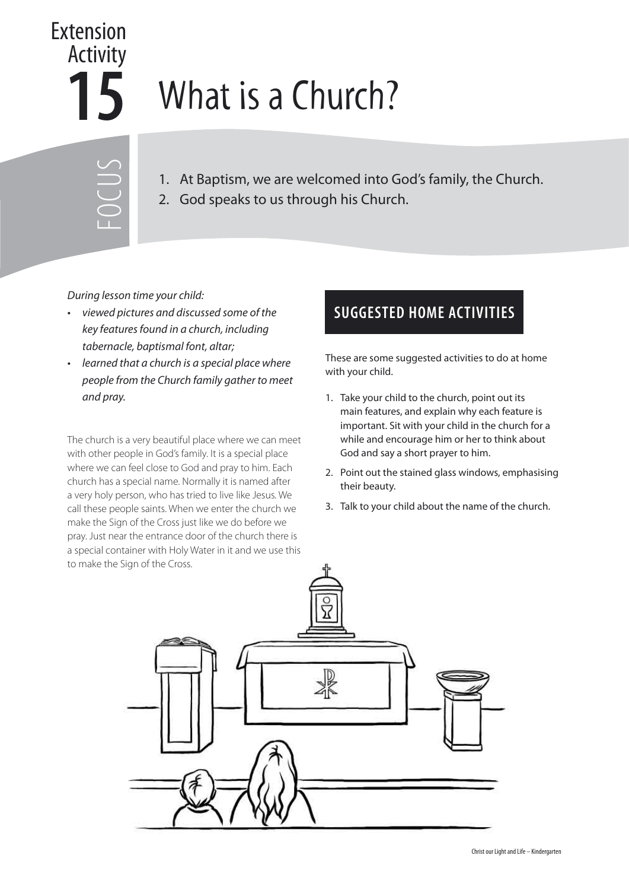# Extension Activity 15

# What is a Church?

**FOCUS**

1. At Baptism, we are welcomed into God's family, the Church.
2. God speaks to us through his Church.

*During lesson time your child:*

- *viewed pictures and discussed some of the key features found in a church, including tabernacle, baptismal font, altar;*
- *learned that a church is a special place where people from the Church family gather to meet and pray.*

The church is a very beautiful place where we can meet with other people in God's family. It is a special place where we can feel close to God and pray to him. Each church has a special name. Normally it is named after a very holy person, who has tried to live like Jesus. We call these people saints. When we enter the church we make the Sign of the Cross just like we do before we pray. Just near the entrance door of the church there is a special container with Holy Water in it and we use this to make the Sign of the Cross.

## SUGGESTED HOME ACTIVITIES

These are some suggested activities to do at home with your child.

1. Take your child to the church, point out its main features, and explain why each feature is important. Sit with your child in the church for a while and encourage him or her to think about God and say a short prayer to him.
2. Point out the stained glass windows, emphasising their beauty.
3. Talk to your child about the name of the church.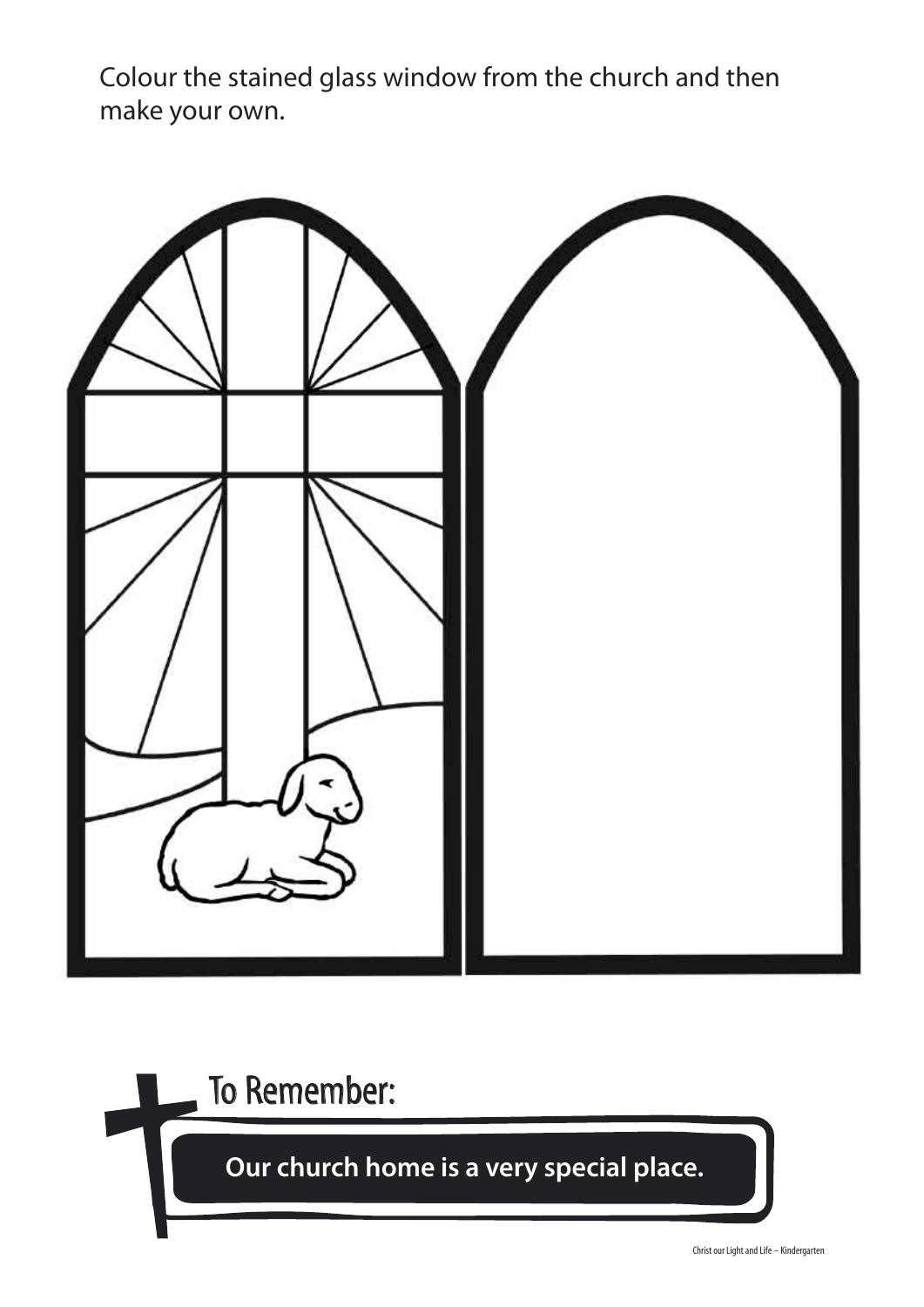Colour the stained glass window from the church and then make your own.

## To Remember:

**Our church home is a very special place.**